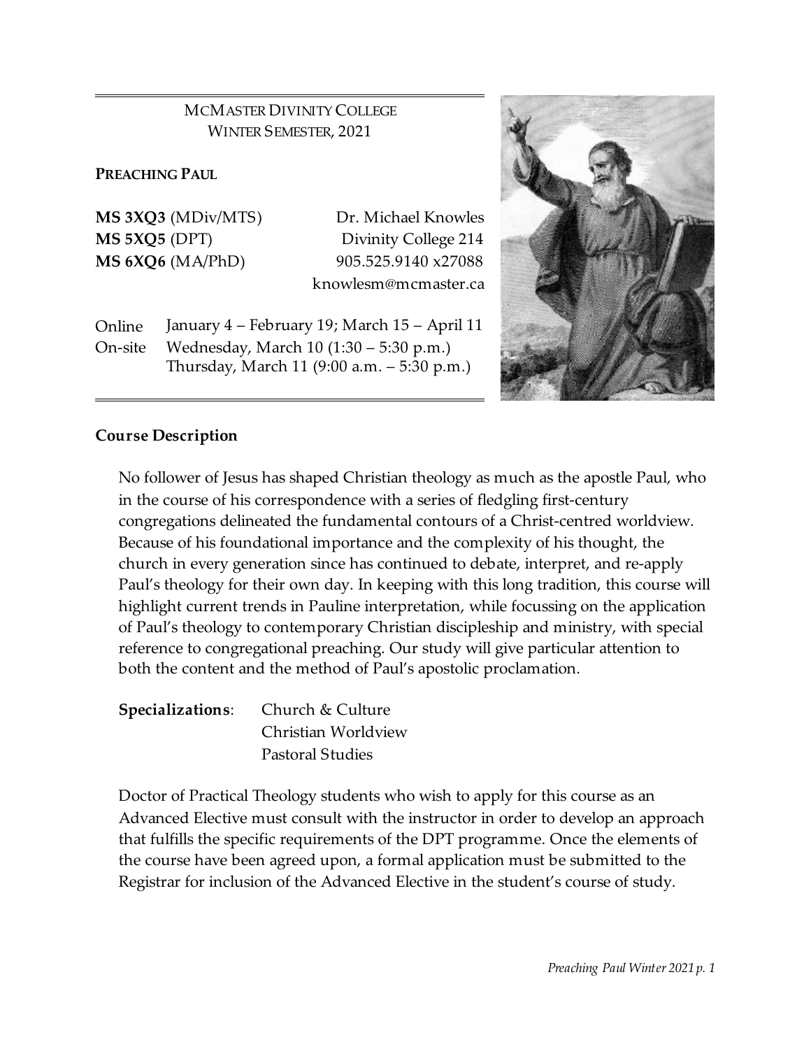McMaster Divinity College
Winter Semester, 2021

**Preaching Paul**

| | |
|---|---|
| **MS 3XQ3** (MDiv/MTS) | Dr. Michael Knowles |
| **MS 5XQ5** (DPT) | Divinity College 214 |
| **MS 6XQ6** (MA/PhD) | 905.525.9140 x27088 |
| | knowlesm@mcmaster.ca |

| | |
|---|---|
| Online | January 4 – February 19; March 15 – April 11 |
| On-site | Wednesday, March 10 (1:30 – 5:30 p.m.)<br>Thursday, March 11 (9:00 a.m. – 5:30 p.m.) |

## Course Description

No follower of Jesus has shaped Christian theology as much as the apostle Paul, who in the course of his correspondence with a series of fledgling first-century congregations delineated the fundamental contours of a Christ-centred worldview. Because of his foundational importance and the complexity of his thought, the church in every generation since has continued to debate, interpret, and re-apply Paul's theology for their own day. In keeping with this long tradition, this course will highlight current trends in Pauline interpretation, while focussing on the application of Paul's theology to contemporary Christian discipleship and ministry, with special reference to congregational preaching. Our study will give particular attention to both the content and the method of Paul's apostolic proclamation.

**Specializations**: Church & Culture
Christian Worldview
Pastoral Studies

Doctor of Practical Theology students who wish to apply for this course as an Advanced Elective must consult with the instructor in order to develop an approach that fulfills the specific requirements of the DPT programme. Once the elements of the course have been agreed upon, a formal application must be submitted to the Registrar for inclusion of the Advanced Elective in the student's course of study.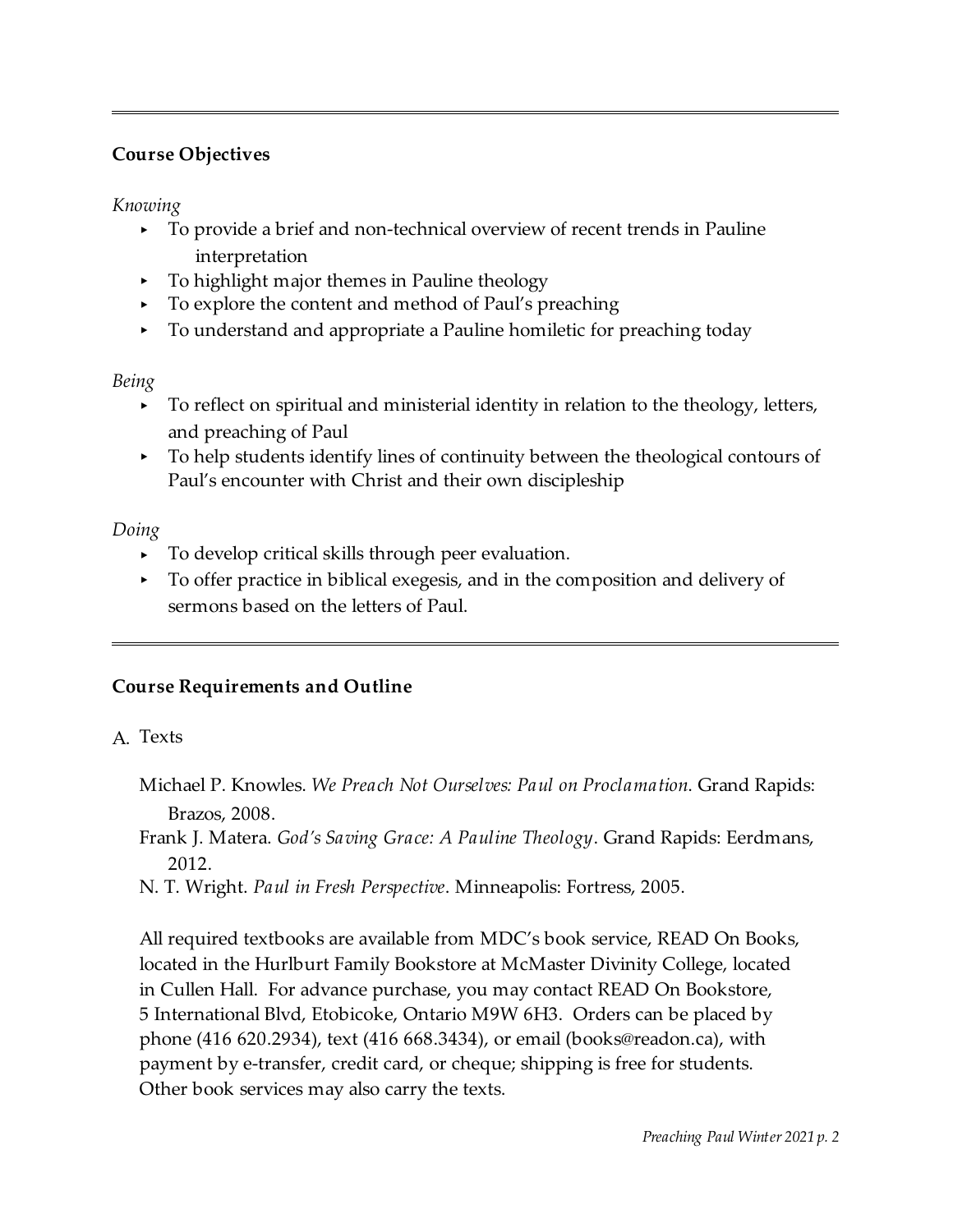## Course Objectives

*Knowing*

- To provide a brief and non-technical overview of recent trends in Pauline interpretation
- To highlight major themes in Pauline theology
- To explore the content and method of Paul's preaching
- To understand and appropriate a Pauline homiletic for preaching today

*Being*

- To reflect on spiritual and ministerial identity in relation to the theology, letters, and preaching of Paul
- To help students identify lines of continuity between the theological contours of Paul's encounter with Christ and their own discipleship

*Doing*

- To develop critical skills through peer evaluation.
- To offer practice in biblical exegesis, and in the composition and delivery of sermons based on the letters of Paul.

## Course Requirements and Outline

A. Texts

Michael P. Knowles. *We Preach Not Ourselves: Paul on Proclamation*. Grand Rapids: Brazos, 2008.

Frank J. Matera. *God's Saving Grace: A Pauline Theology*. Grand Rapids: Eerdmans, 2012.

N. T. Wright. *Paul in Fresh Perspective*. Minneapolis: Fortress, 2005.

All required textbooks are available from MDC's book service, READ On Books, located in the Hurlburt Family Bookstore at McMaster Divinity College, located in Cullen Hall. For advance purchase, you may contact READ On Bookstore, 5 International Blvd, Etobicoke, Ontario M9W 6H3. Orders can be placed by phone (416 620.2934), text (416 668.3434), or email (books@readon.ca), with payment by e-transfer, credit card, or cheque; shipping is free for students. Other book services may also carry the texts.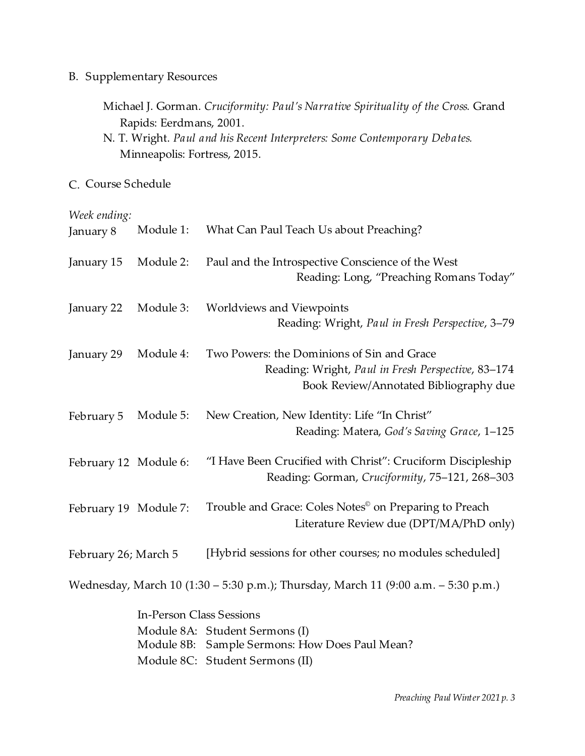B. Supplementary Resources

Michael J. Gorman. *Cruciformity: Paul's Narrative Spirituality of the Cross.* Grand Rapids: Eerdmans, 2001.

N. T. Wright. *Paul and his Recent Interpreters: Some Contemporary Debates.* Minneapolis: Fortress, 2015.

C. Course Schedule

*Week ending:*

| | | |
|---|---|---|
| January 8 | Module 1: | What Can Paul Teach Us about Preaching? |
| January 15 | Module 2: | Paul and the Introspective Conscience of the West<br>Reading: Long, "Preaching Romans Today" |
| January 22 | Module 3: | Worldviews and Viewpoints<br>Reading: Wright, *Paul in Fresh Perspective*, 3–79 |
| January 29 | Module 4: | Two Powers: the Dominions of Sin and Grace<br>Reading: Wright, *Paul in Fresh Perspective*, 83–174<br>Book Review/Annotated Bibliography due |
| February 5 | Module 5: | New Creation, New Identity: Life "In Christ"<br>Reading: Matera, *God's Saving Grace*, 1–125 |
| February 12 | Module 6: | "I Have Been Crucified with Christ": Cruciform Discipleship<br>Reading: Gorman, *Cruciformity*, 75–121, 268–303 |
| February 19 | Module 7: | Trouble and Grace: Coles Notes© on Preparing to Preach<br>Literature Review due (DPT/MA/PhD only) |
| February 26; March 5 | | [Hybrid sessions for other courses; no modules scheduled] |

Wednesday, March 10 (1:30 – 5:30 p.m.); Thursday, March 11 (9:00 a.m. – 5:30 p.m.)

In-Person Class Sessions

Module 8A: Student Sermons (I)

Module 8B: Sample Sermons: How Does Paul Mean?

Module 8C: Student Sermons (II)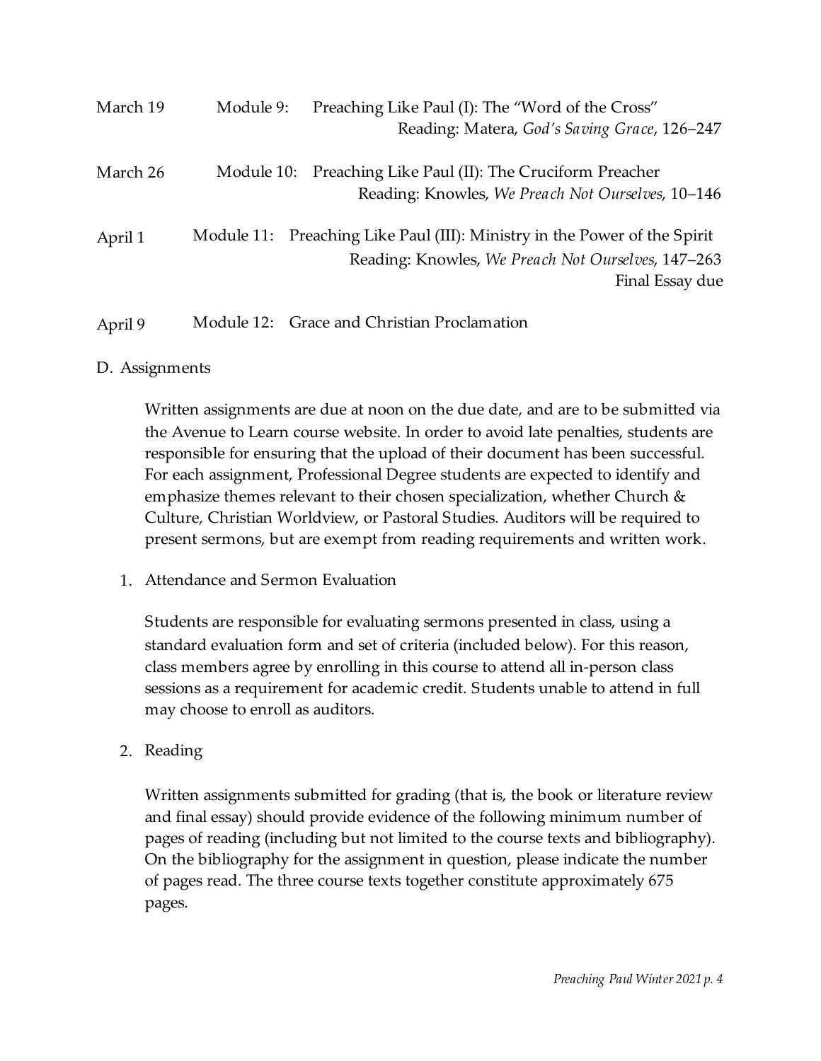| | | |
|---|---|---|
| March 19 | Module 9: | Preaching Like Paul (I): The "Word of the Cross"<br>Reading: Matera, *God's Saving Grace*, 126–247 |
| March 26 | Module 10: | Preaching Like Paul (II): The Cruciform Preacher<br>Reading: Knowles, *We Preach Not Ourselves*, 10–146 |
| April 1 | Module 11: | Preaching Like Paul (III): Ministry in the Power of the Spirit<br>Reading: Knowles, *We Preach Not Ourselves*, 147–263<br>Final Essay due |
| April 9 | Module 12: | Grace and Christian Proclamation |

## D. Assignments

Written assignments are due at noon on the due date, and are to be submitted via the Avenue to Learn course website. In order to avoid late penalties, students are responsible for ensuring that the upload of their document has been successful. For each assignment, Professional Degree students are expected to identify and emphasize themes relevant to their chosen specialization, whether Church & Culture, Christian Worldview, or Pastoral Studies. Auditors will be required to present sermons, but are exempt from reading requirements and written work.

### 1. Attendance and Sermon Evaluation

Students are responsible for evaluating sermons presented in class, using a standard evaluation form and set of criteria (included below). For this reason, class members agree by enrolling in this course to attend all in-person class sessions as a requirement for academic credit. Students unable to attend in full may choose to enroll as auditors.

### 2. Reading

Written assignments submitted for grading (that is, the book or literature review and final essay) should provide evidence of the following minimum number of pages of reading (including but not limited to the course texts and bibliography). On the bibliography for the assignment in question, please indicate the number of pages read. The three course texts together constitute approximately 675 pages.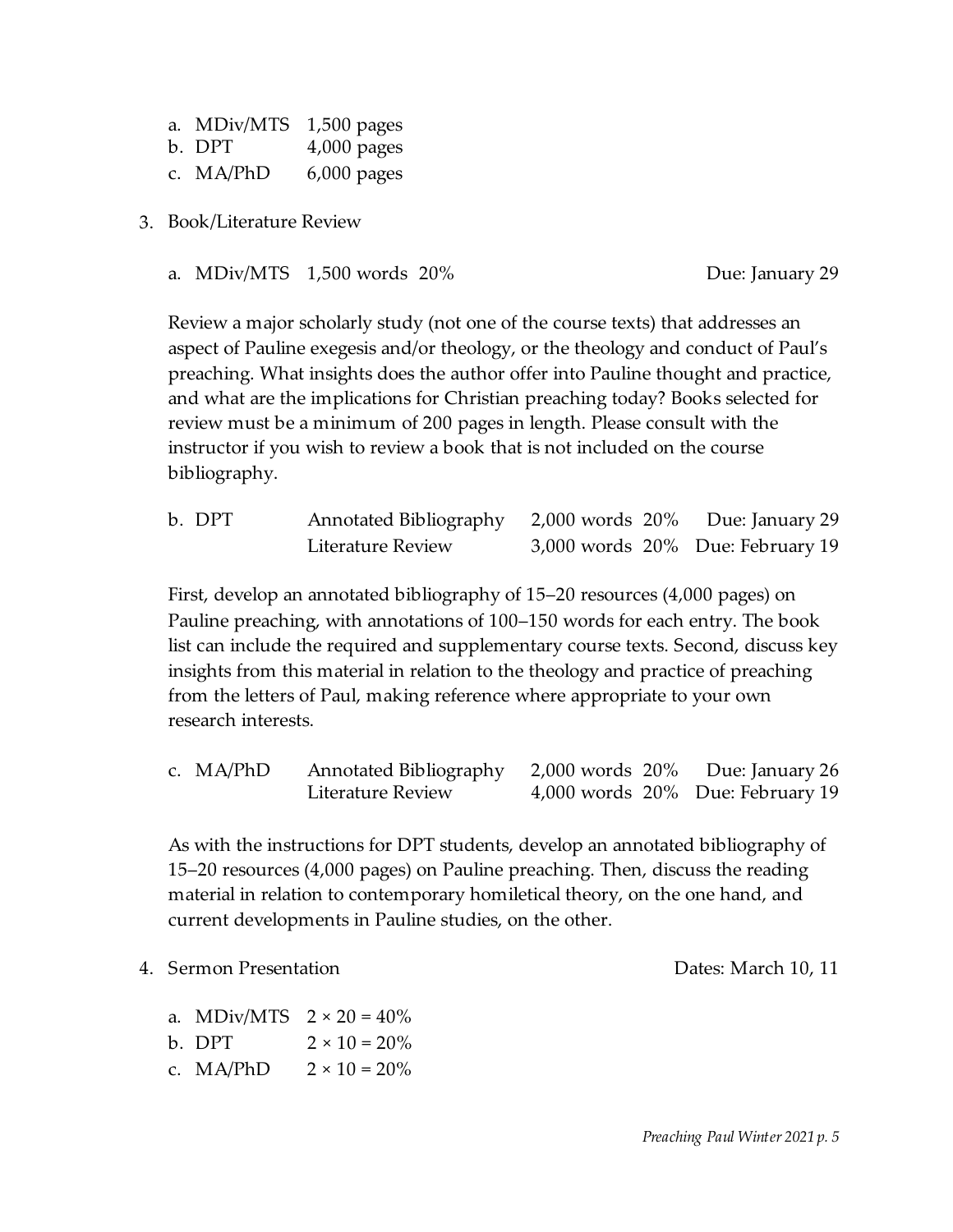a. MDiv/MTS 1,500 pages
b. DPT 4,000 pages
c. MA/PhD 6,000 pages

3. Book/Literature Review

   a. MDiv/MTS 1,500 words 20% — Due: January 29

   Review a major scholarly study (not one of the course texts) that addresses an aspect of Pauline exegesis and/or theology, or the theology and conduct of Paul's preaching. What insights does the author offer into Pauline thought and practice, and what are the implications for Christian preaching today? Books selected for review must be a minimum of 200 pages in length. Please consult with the instructor if you wish to review a book that is not included on the course bibliography.

   | b. DPT | Annotated Bibliography | 2,000 words | 20% | Due: January 29 |
   |---|---|---|---|---|
   | | Literature Review | 3,000 words | 20% | Due: February 19 |

   First, develop an annotated bibliography of 15–20 resources (4,000 pages) on Pauline preaching, with annotations of 100–150 words for each entry. The book list can include the required and supplementary course texts. Second, discuss key insights from this material in relation to the theology and practice of preaching from the letters of Paul, making reference where appropriate to your own research interests.

   | c. MA/PhD | Annotated Bibliography | 2,000 words | 20% | Due: January 26 |
   |---|---|---|---|---|
   | | Literature Review | 4,000 words | 20% | Due: February 19 |

   As with the instructions for DPT students, develop an annotated bibliography of 15–20 resources (4,000 pages) on Pauline preaching. Then, discuss the reading material in relation to contemporary homiletical theory, on the one hand, and current developments in Pauline studies, on the other.

4. Sermon Presentation — Dates: March 10, 11

   a. MDiv/MTS 2 × 20 = 40%
   b. DPT 2 × 10 = 20%
   c. MA/PhD 2 × 10 = 20%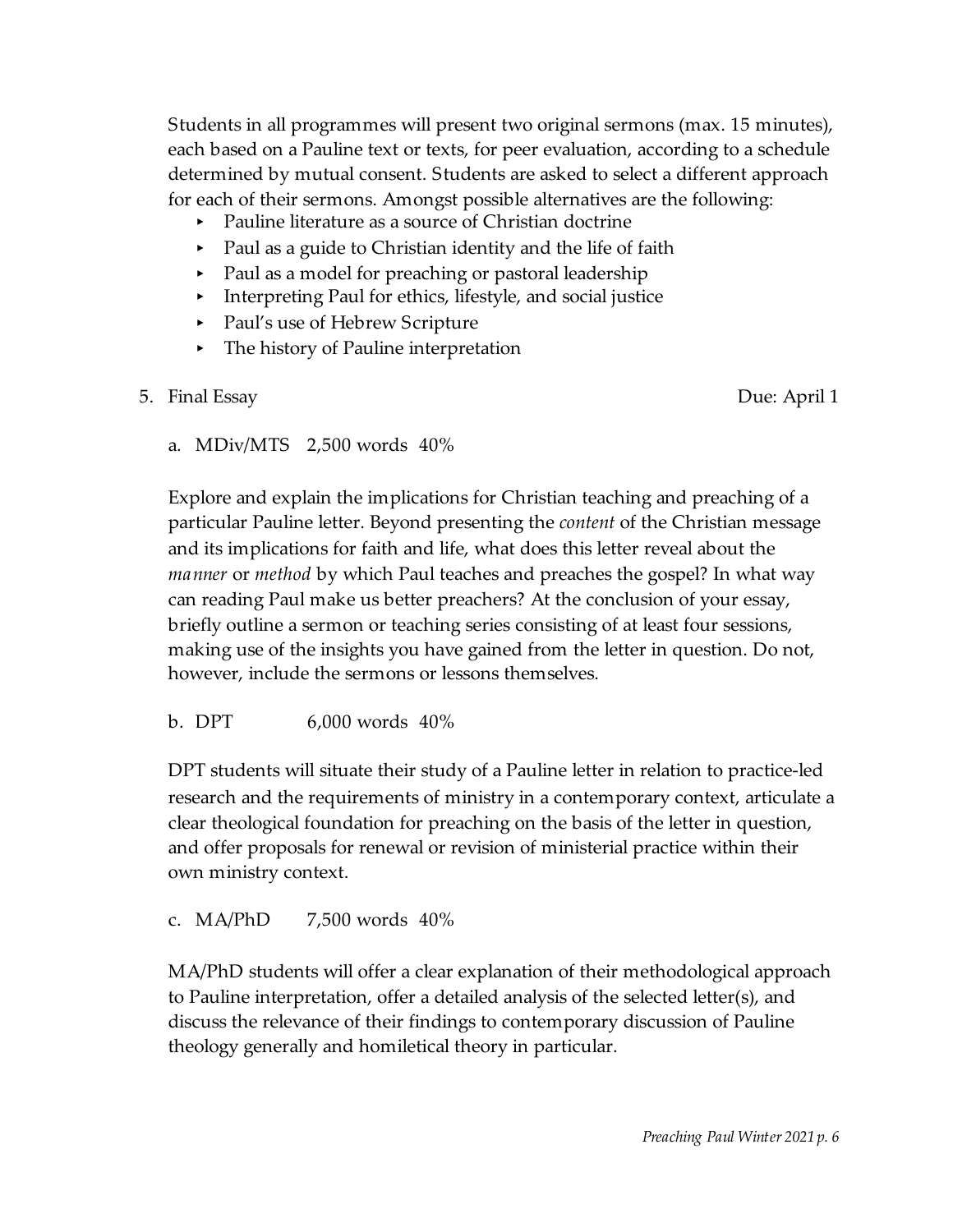Students in all programmes will present two original sermons (max. 15 minutes), each based on a Pauline text or texts, for peer evaluation, according to a schedule determined by mutual consent. Students are asked to select a different approach for each of their sermons. Amongst possible alternatives are the following:

- Pauline literature as a source of Christian doctrine
- Paul as a guide to Christian identity and the life of faith
- Paul as a model for preaching or pastoral leadership
- Interpreting Paul for ethics, lifestyle, and social justice
- Paul's use of Hebrew Scripture
- The history of Pauline interpretation

5. Final Essay — Due: April 1

   a. MDiv/MTS 2,500 words 40%

   Explore and explain the implications for Christian teaching and preaching of a particular Pauline letter. Beyond presenting the *content* of the Christian message and its implications for faith and life, what does this letter reveal about the *manner* or *method* by which Paul teaches and preaches the gospel? In what way can reading Paul make us better preachers? At the conclusion of your essay, briefly outline a sermon or teaching series consisting of at least four sessions, making use of the insights you have gained from the letter in question. Do not, however, include the sermons or lessons themselves.

   b. DPT 6,000 words 40%

   DPT students will situate their study of a Pauline letter in relation to practice-led research and the requirements of ministry in a contemporary context, articulate a clear theological foundation for preaching on the basis of the letter in question, and offer proposals for renewal or revision of ministerial practice within their own ministry context.

   c. MA/PhD 7,500 words 40%

   MA/PhD students will offer a clear explanation of their methodological approach to Pauline interpretation, offer a detailed analysis of the selected letter(s), and discuss the relevance of their findings to contemporary discussion of Pauline theology generally and homiletical theory in particular.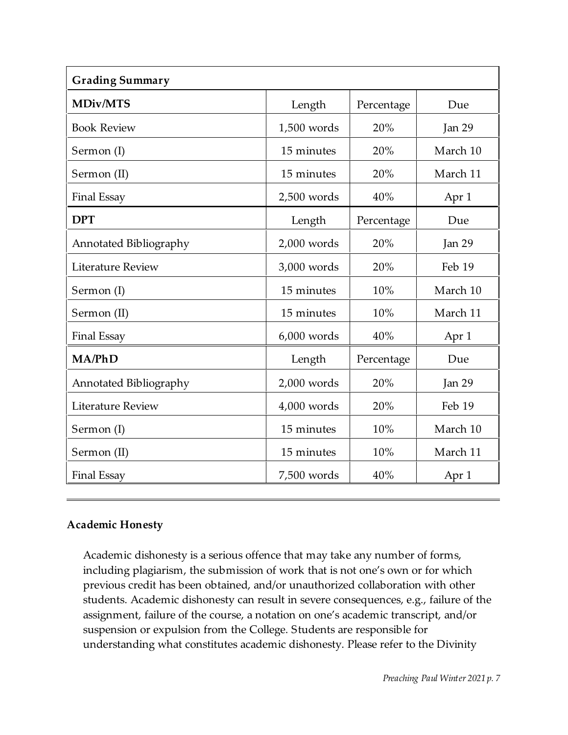| Grading Summary | | | |
|---|---|---|---|
| **MDiv/MTS** | Length | Percentage | Due |
| Book Review | 1,500 words | 20% | Jan 29 |
| Sermon (I) | 15 minutes | 20% | March 10 |
| Sermon (II) | 15 minutes | 20% | March 11 |
| Final Essay | 2,500 words | 40% | Apr 1 |
| **DPT** | Length | Percentage | Due |
| Annotated Bibliography | 2,000 words | 20% | Jan 29 |
| Literature Review | 3,000 words | 20% | Feb 19 |
| Sermon (I) | 15 minutes | 10% | March 10 |
| Sermon (II) | 15 minutes | 10% | March 11 |
| Final Essay | 6,000 words | 40% | Apr 1 |
| **MA/PhD** | Length | Percentage | Due |
| Annotated Bibliography | 2,000 words | 20% | Jan 29 |
| Literature Review | 4,000 words | 20% | Feb 19 |
| Sermon (I) | 15 minutes | 10% | March 10 |
| Sermon (II) | 15 minutes | 10% | March 11 |
| Final Essay | 7,500 words | 40% | Apr 1 |

---

**Academic Honesty**

Academic dishonesty is a serious offence that may take any number of forms, including plagiarism, the submission of work that is not one's own or for which previous credit has been obtained, and/or unauthorized collaboration with other students. Academic dishonesty can result in severe consequences, e.g., failure of the assignment, failure of the course, a notation on one's academic transcript, and/or suspension or expulsion from the College. Students are responsible for understanding what constitutes academic dishonesty. Please refer to the Divinity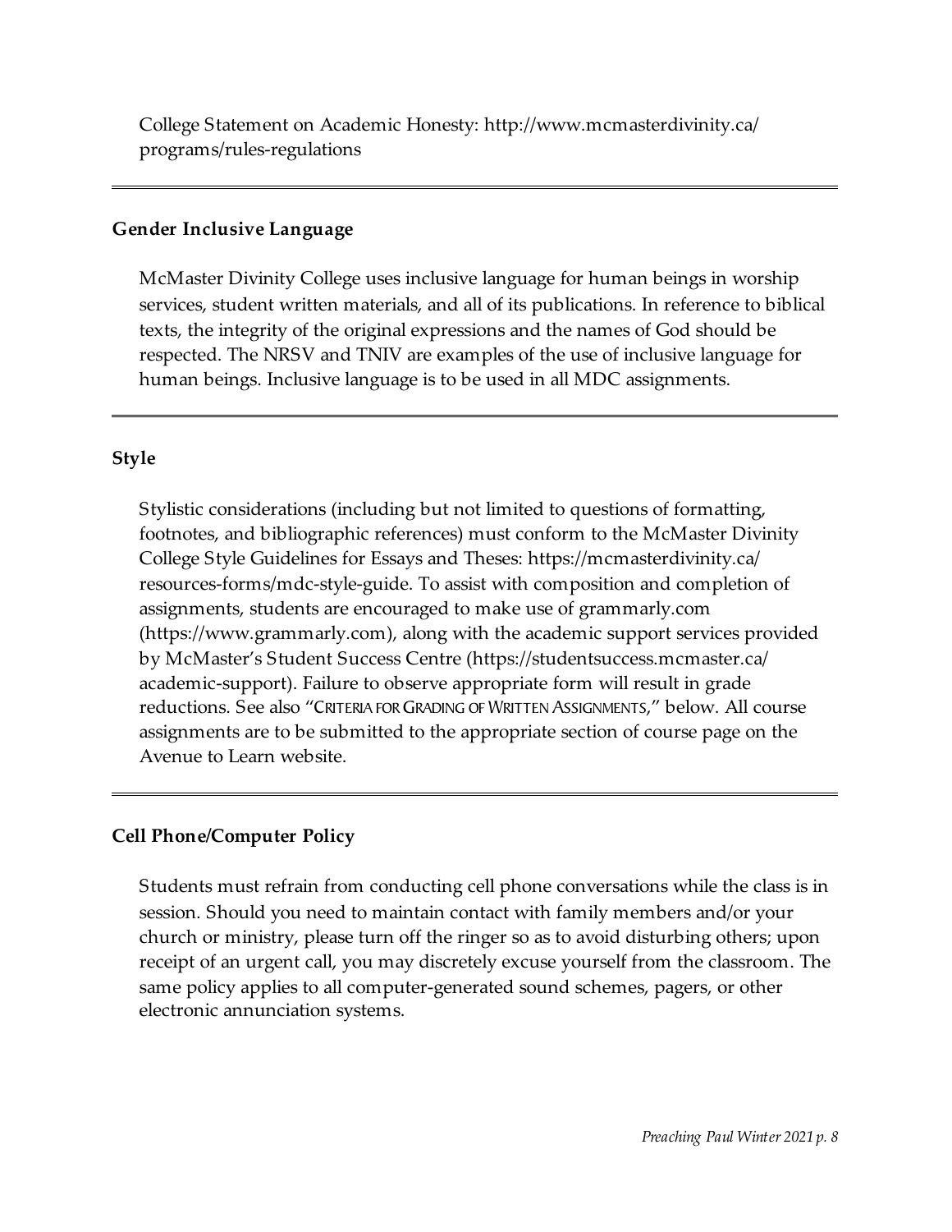College Statement on Academic Honesty: http://www.mcmasterdivinity.ca/programs/rules-regulations

---

### Gender Inclusive Language

McMaster Divinity College uses inclusive language for human beings in worship services, student written materials, and all of its publications. In reference to biblical texts, the integrity of the original expressions and the names of God should be respected. The NRSV and TNIV are examples of the use of inclusive language for human beings. Inclusive language is to be used in all MDC assignments.

---

### Style

Stylistic considerations (including but not limited to questions of formatting, footnotes, and bibliographic references) must conform to the McMaster Divinity College Style Guidelines for Essays and Theses: https://mcmasterdivinity.ca/resources-forms/mdc-style-guide. To assist with composition and completion of assignments, students are encouraged to make use of grammarly.com (https://www.grammarly.com), along with the academic support services provided by McMaster's Student Success Centre (https://studentsuccess.mcmaster.ca/academic-support). Failure to observe appropriate form will result in grade reductions. See also "CRITERIA FOR GRADING OF WRITTEN ASSIGNMENTS," below. All course assignments are to be submitted to the appropriate section of course page on the Avenue to Learn website.

---

### Cell Phone/Computer Policy

Students must refrain from conducting cell phone conversations while the class is in session. Should you need to maintain contact with family members and/or your church or ministry, please turn off the ringer so as to avoid disturbing others; upon receipt of an urgent call, you may discretely excuse yourself from the classroom. The same policy applies to all computer-generated sound schemes, pagers, or other electronic annunciation systems.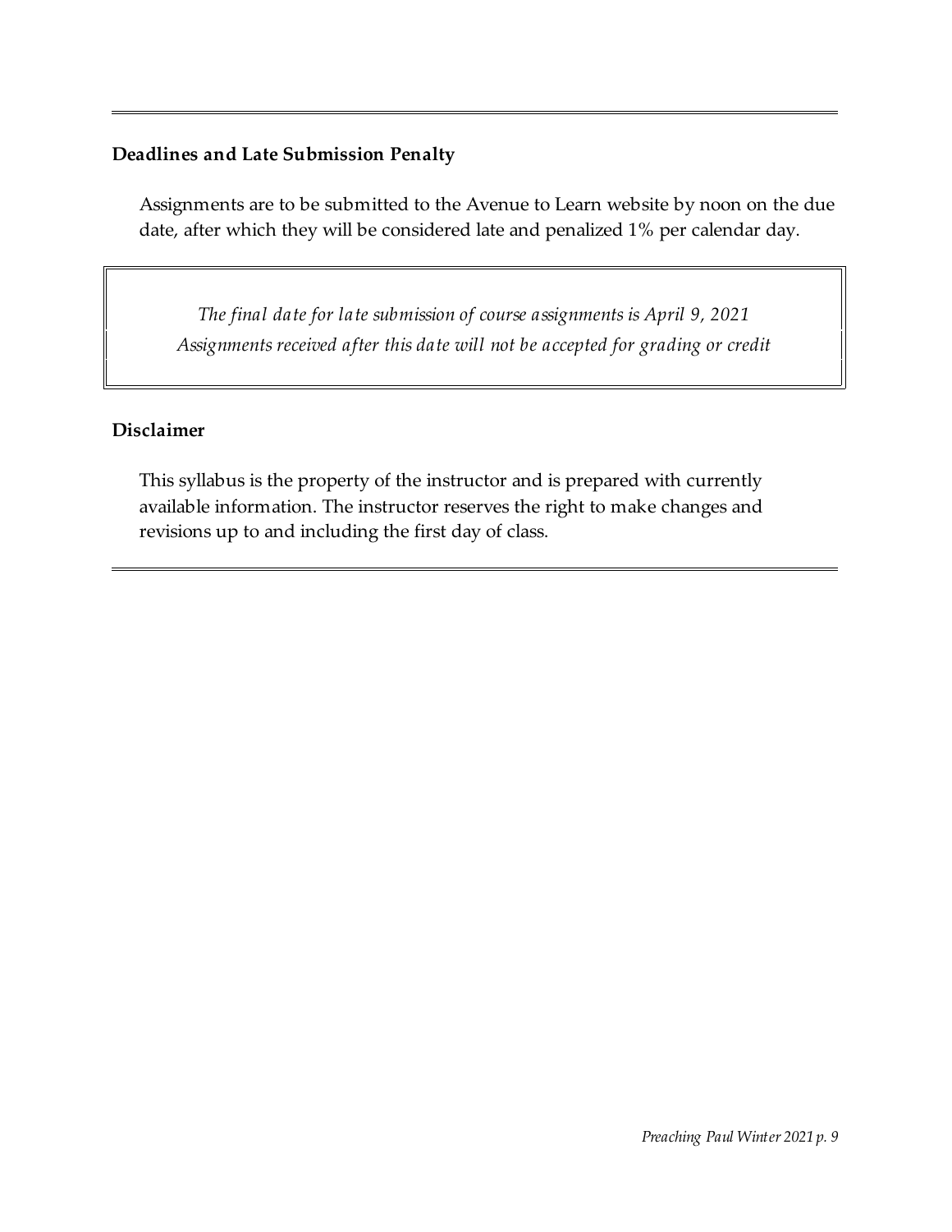### Deadlines and Late Submission Penalty

Assignments are to be submitted to the Avenue to Learn website by noon on the due date, after which they will be considered late and penalized 1% per calendar day.

*The final date for late submission of course assignments is April 9, 2021*
*Assignments received after this date will not be accepted for grading or credit*

### Disclaimer

This syllabus is the property of the instructor and is prepared with currently available information. The instructor reserves the right to make changes and revisions up to and including the first day of class.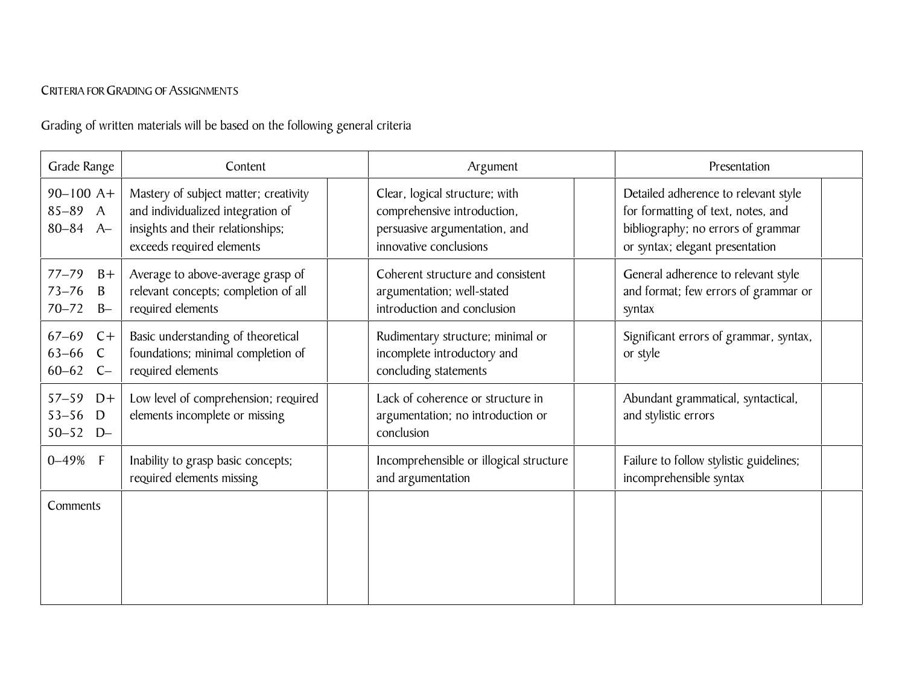Criteria for Grading of Assignments

Grading of written materials will be based on the following general criteria

| Grade Range | Content | | Argument | | Presentation | |
|---|---|---|---|---|---|---|
| 90–100 A+<br>85–89 A<br>80–84 A– | Mastery of subject matter; creativity and individualized integration of insights and their relationships; exceeds required elements | | Clear, logical structure; with comprehensive introduction, persuasive argumentation, and innovative conclusions | | Detailed adherence to relevant style for formatting of text, notes, and bibliography; no errors of grammar or syntax; elegant presentation | |
| 77–79 B+<br>73–76 B<br>70–72 B– | Average to above-average grasp of relevant concepts; completion of all required elements | | Coherent structure and consistent argumentation; well-stated introduction and conclusion | | General adherence to relevant style and format; few errors of grammar or syntax | |
| 67–69 C+<br>63–66 C<br>60–62 C– | Basic understanding of theoretical foundations; minimal completion of required elements | | Rudimentary structure; minimal or incomplete introductory and concluding statements | | Significant errors of grammar, syntax, or style | |
| 57–59 D+<br>53–56 D<br>50–52 D– | Low level of comprehension; required elements incomplete or missing | | Lack of coherence or structure in argumentation; no introduction or conclusion | | Abundant grammatical, syntactical, and stylistic errors | |
| 0–49% F | Inability to grasp basic concepts; required elements missing | | Incomprehensible or illogical structure and argumentation | | Failure to follow stylistic guidelines; incomprehensible syntax | |
| Comments | | | | | | |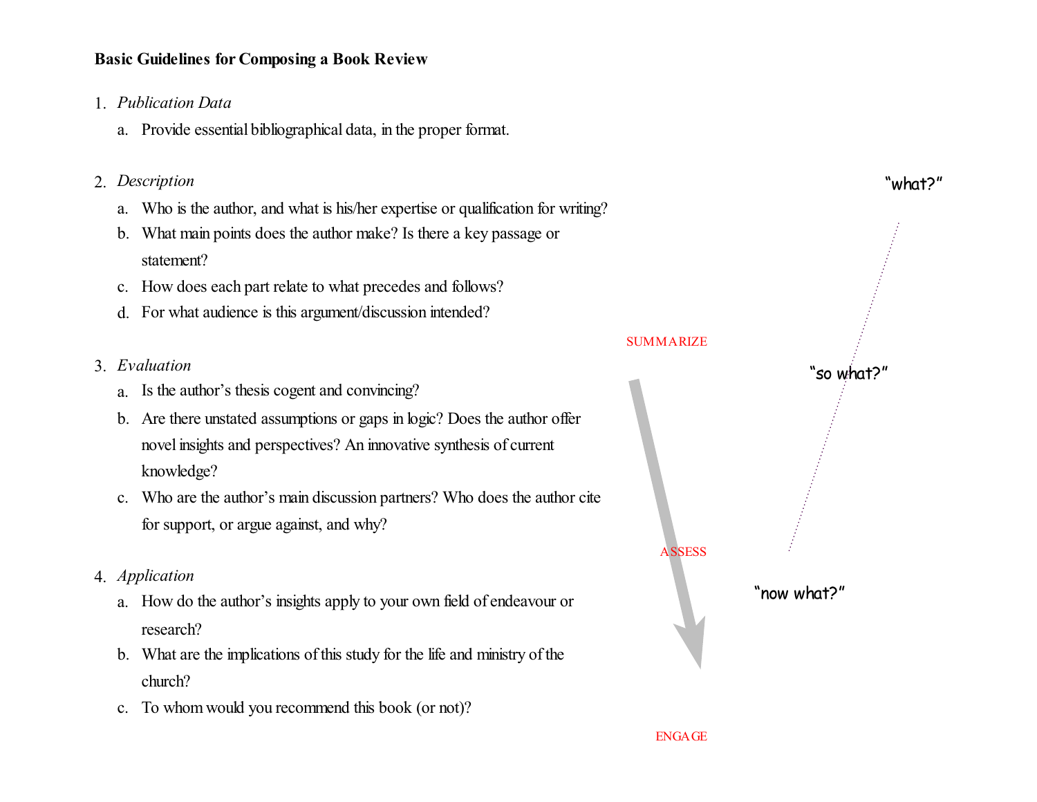**Basic Guidelines for Composing a Book Review**

1. *Publication Data*
   a. Provide essential bibliographical data, in the proper format.

2. *Description*
   a. Who is the author, and what is his/her expertise or qualification for writing?
   b. What main points does the author make? Is there a key passage or statement?
   c. How does each part relate to what precedes and follows?
   d. For what audience is this argument/discussion intended?

“what?”

SUMMARIZE

3. *Evaluation*
   a. Is the author’s thesis cogent and convincing?
   b. Are there unstated assumptions or gaps in logic? Does the author offer novel insights and perspectives? An innovative synthesis of current knowledge?
   c. Who are the author’s main discussion partners? Who does the author cite for support, or argue against, and why?

“so what?”

ASSESS

4. *Application*
   a. How do the author’s insights apply to your own field of endeavour or research?
   b. What are the implications of this study for the life and ministry of the church?
   c. To whom would you recommend this book (or not)?

“now what?”

ENGAGE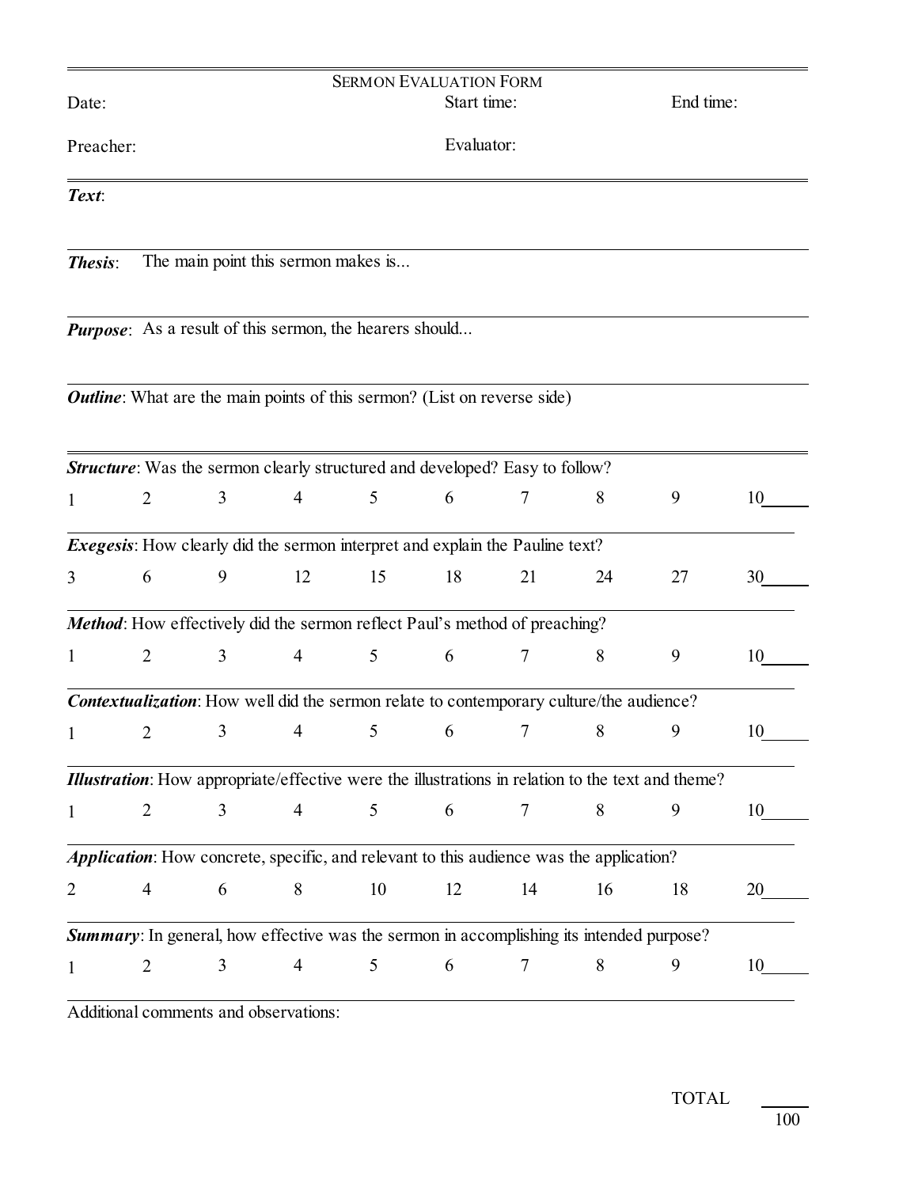## SERMON EVALUATION FORM

Date: Start time: End time:

Preacher: Evaluator:

***Text***:

***Thesis***: The main point this sermon makes is...

***Purpose***: As a result of this sermon, the hearers should...

***Outline***: What are the main points of this sermon? (List on reverse side)

***Structure***: Was the sermon clearly structured and developed? Easy to follow?

1 2 3 4 5 6 7 8 9 10\_\_\_\_\_

***Exegesis***: How clearly did the sermon interpret and explain the Pauline text?

3 6 9 12 15 18 21 24 27 30\_\_\_\_\_

***Method***: How effectively did the sermon reflect Paul's method of preaching?

1 2 3 4 5 6 7 8 9 10\_\_\_\_\_

***Contextualization***: How well did the sermon relate to contemporary culture/the audience?

1 2 3 4 5 6 7 8 9 10\_\_\_\_\_

***Illustration***: How appropriate/effective were the illustrations in relation to the text and theme?

1 2 3 4 5 6 7 8 9 10\_\_\_\_\_

***Application***: How concrete, specific, and relevant to this audience was the application?

2 4 6 8 10 12 14 16 18 20\_\_\_\_\_

***Summary***: In general, how effective was the sermon in accomplishing its intended purpose?

1 2 3 4 5 6 7 8 9 10\_\_\_\_\_

Additional comments and observations:

TOTAL \_\_\_\_\_ / 100